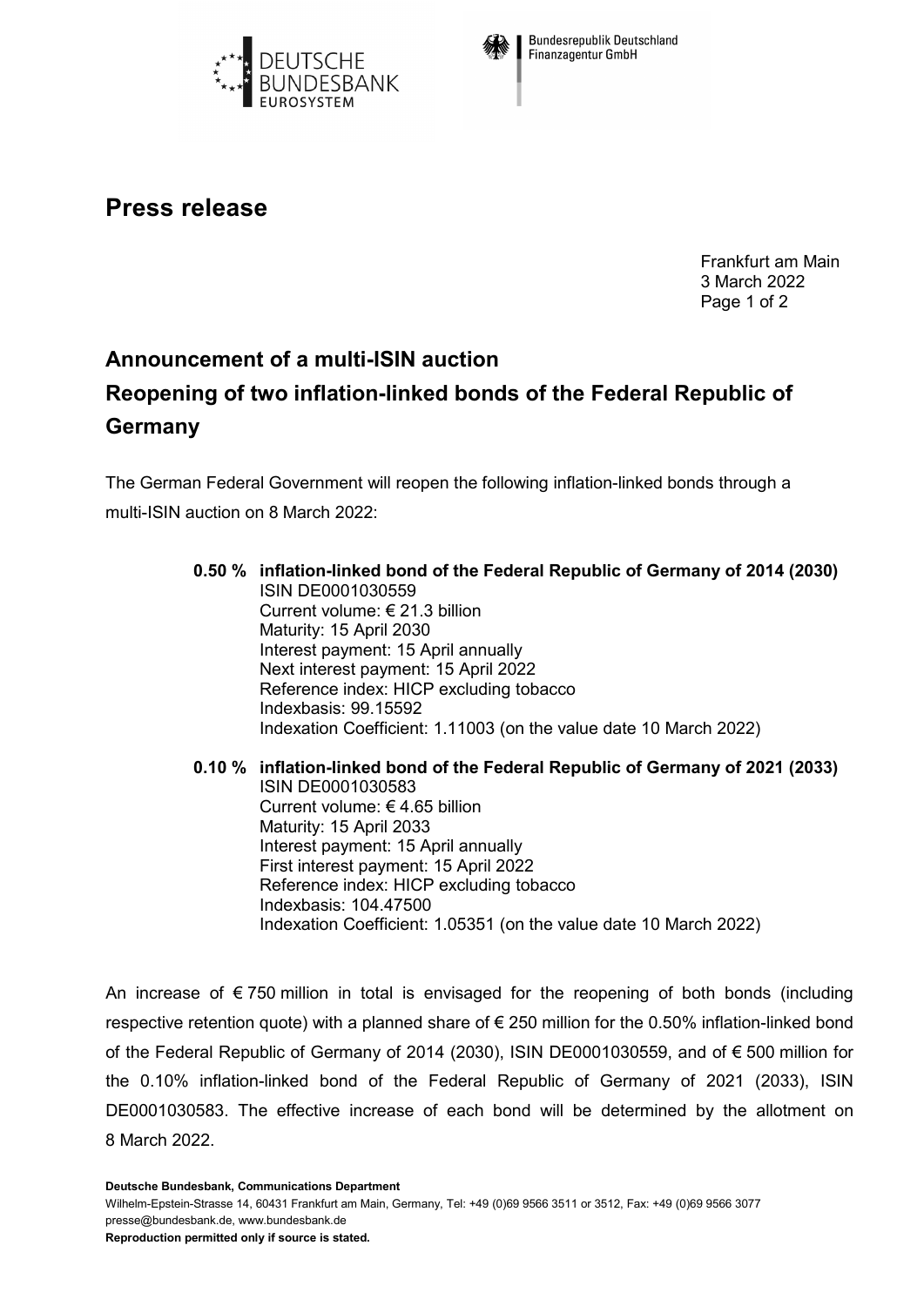Deutsche Bundesbank Eurosystem

Bundesrepublik Deutschland Finanzagentur GmbH

# Press release

Frankfurt am Main
3 March 2022

## Announcement of a multi-ISIN auction
## Reopening of two inflation-linked bonds of the Federal Republic of Germany

The German Federal Government will reopen the following inflation-linked bonds through a multi-ISIN auction on 8 March 2022:

**0.50 % inflation-linked bond of the Federal Republic of Germany of 2014 (2030)**
ISIN DE0001030559
Current volume: € 21.3 billion
Maturity: 15 April 2030
Interest payment: 15 April annually
Next interest payment: 15 April 2022
Reference index: HICP excluding tobacco
Indexbasis: 99.15592
Indexation Coefficient: 1.11003 (on the value date 10 March 2022)

**0.10 % inflation-linked bond of the Federal Republic of Germany of 2021 (2033)**
ISIN DE0001030583
Current volume: € 4.65 billion
Maturity: 15 April 2033
Interest payment: 15 April annually
First interest payment: 15 April 2022
Reference index: HICP excluding tobacco
Indexbasis: 104.47500
Indexation Coefficient: 1.05351 (on the value date 10 March 2022)

An increase of € 750 million in total is envisaged for the reopening of both bonds (including respective retention quote) with a planned share of € 250 million for the 0.50% inflation-linked bond of the Federal Republic of Germany of 2014 (2030), ISIN DE0001030559, and of € 500 million for the 0.10% inflation-linked bond of the Federal Republic of Germany of 2021 (2033), ISIN DE0001030583. The effective increase of each bond will be determined by the allotment on 8 March 2022.

**Deutsche Bundesbank, Communications Department**
Wilhelm-Epstein-Strasse 14, 60431 Frankfurt am Main, Germany, Tel: +49 (0)69 9566 3511 or 3512, Fax: +49 (0)69 9566 3077
presse@bundesbank.de, www.bundesbank.de
**Reproduction permitted only if source is stated.**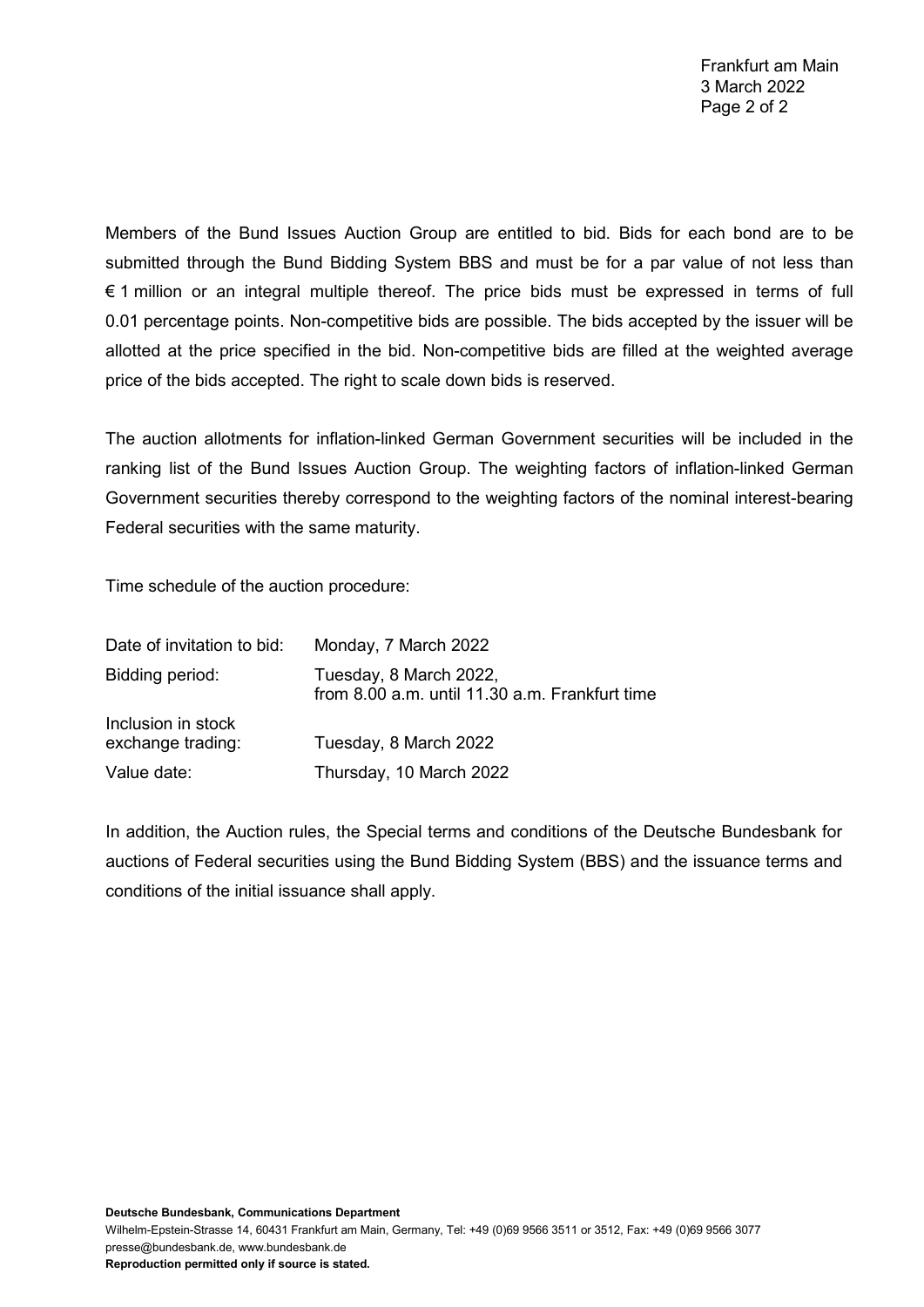Members of the Bund Issues Auction Group are entitled to bid. Bids for each bond are to be submitted through the Bund Bidding System BBS and must be for a par value of not less than € 1 million or an integral multiple thereof. The price bids must be expressed in terms of full 0.01 percentage points. Non-competitive bids are possible. The bids accepted by the issuer will be allotted at the price specified in the bid. Non-competitive bids are filled at the weighted average price of the bids accepted. The right to scale down bids is reserved.

The auction allotments for inflation-linked German Government securities will be included in the ranking list of the Bund Issues Auction Group. The weighting factors of inflation-linked German Government securities thereby correspond to the weighting factors of the nominal interest-bearing Federal securities with the same maturity.

Time schedule of the auction procedure:

| | |
|---|---|
| Date of invitation to bid: | Monday, 7 March 2022 |
| Bidding period: | Tuesday, 8 March 2022, from 8.00 a.m. until 11.30 a.m. Frankfurt time |
| Inclusion in stock exchange trading: | Tuesday, 8 March 2022 |
| Value date: | Thursday, 10 March 2022 |

In addition, the Auction rules, the Special terms and conditions of the Deutsche Bundesbank for auctions of Federal securities using the Bund Bidding System (BBS) and the issuance terms and conditions of the initial issuance shall apply.

**Deutsche Bundesbank, Communications Department**

Wilhelm-Epstein-Strasse 14, 60431 Frankfurt am Main, Germany, Tel: +49 (0)69 9566 3511 or 3512, Fax: +49 (0)69 9566 3077
presse@bundesbank.de, www.bundesbank.de

**Reproduction permitted only if source is stated.**